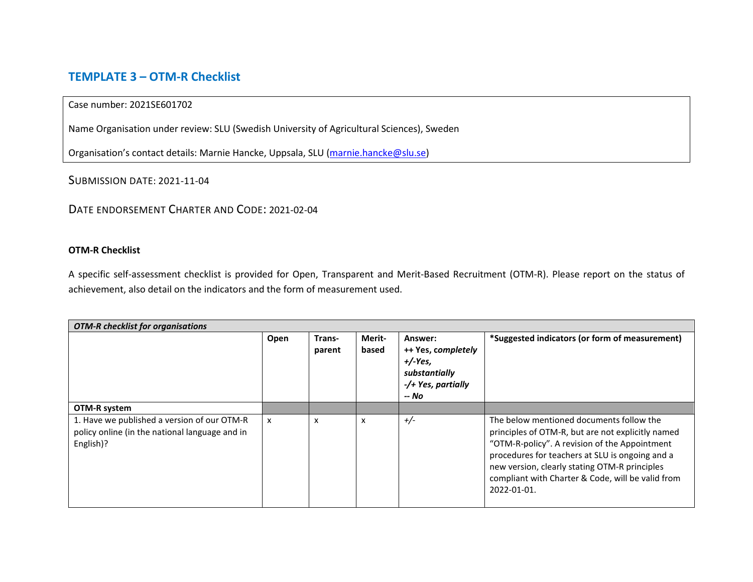## TEMPLATE 3 – OTM-R Checklist

Case number: 2021SE601702

Name Organisation under review: SLU (Swedish University of Agricultural Sciences), Sweden

Organisation's contact details: Marnie Hancke, Uppsala, SLU (marnie.hancke@slu.se)

SUBMISSION DATE: 2021-11-04

DATE ENDORSEMENT CHARTER AND CODE: 2021-02-04

**OTM-R Checklist**

A specific self-assessment checklist is provided for Open, Transparent and Merit-Based Recruitment (OTM-R). Please report on the status of achievement, also detail on the indicators and the form of measurement used.

| *OTM-R checklist for organisations* | | | | | |
|---|---|---|---|---|---|
| | **Open** | **Trans-parent** | **Merit-based** | **Answer:** **++ Yes, *completely*** ***+/-Yes, substantially*** ***-/+ Yes, partially*** ***-- No*** | **\*Suggested indicators (or form of measurement)** |
| **OTM-R system** | | | | | |
| 1. Have we published a version of our OTM-R policy online (in the national language and in English)? | x | x | x | *+/-* | The below mentioned documents follow the principles of OTM-R, but are not explicitly named "OTM-R-policy". A revision of the Appointment procedures for teachers at SLU is ongoing and a new version, clearly stating OTM-R principles compliant with Charter & Code, will be valid from 2022-01-01. |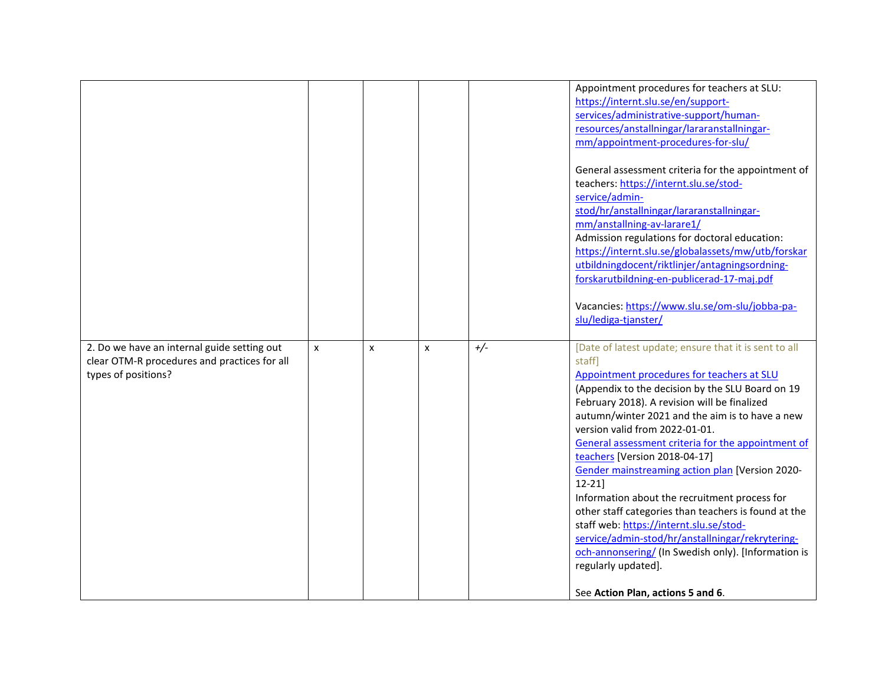| | | | | | |
|---|---|---|---|---|---|
| | | | | | Appointment procedures for teachers at SLU: https://internt.slu.se/en/support-services/administrative-support/human-resources/anstallningar/lararanstallningar-mm/appointment-procedures-for-slu/<br><br>General assessment criteria for the appointment of teachers: https://internt.slu.se/stod-service/admin-stod/hr/anstallningar/lararanstallningar-mm/anstallning-av-larare1/<br>Admission regulations for doctoral education: https://internt.slu.se/globalassets/mw/utb/forskarutbildningdocent/riktlinjer/antagningsordning-forskarutbildning-en-publicerad-17-maj.pdf<br><br>Vacancies: https://www.slu.se/om-slu/jobba-pa-slu/lediga-tjanster/ |
| 2. Do we have an internal guide setting out clear OTM-R procedures and practices for all types of positions? | x | x | x | +/- | [Date of latest update; ensure that it is sent to all staff]<br>Appointment procedures for teachers at SLU (Appendix to the decision by the SLU Board on 19 February 2018). A revision will be finalized autumn/winter 2021 and the aim is to have a new version valid from 2022-01-01.<br>General assessment criteria for the appointment of teachers [Version 2018-04-17]<br>Gender mainstreaming action plan [Version 2020-12-21]<br>Information about the recruitment process for other staff categories than teachers is found at the staff web: https://internt.slu.se/stod-service/admin-stod/hr/anstallningar/rekrytering-och-annonsering/ (In Swedish only). [Information is regularly updated].<br><br>See **Action Plan, actions 5 and 6**. |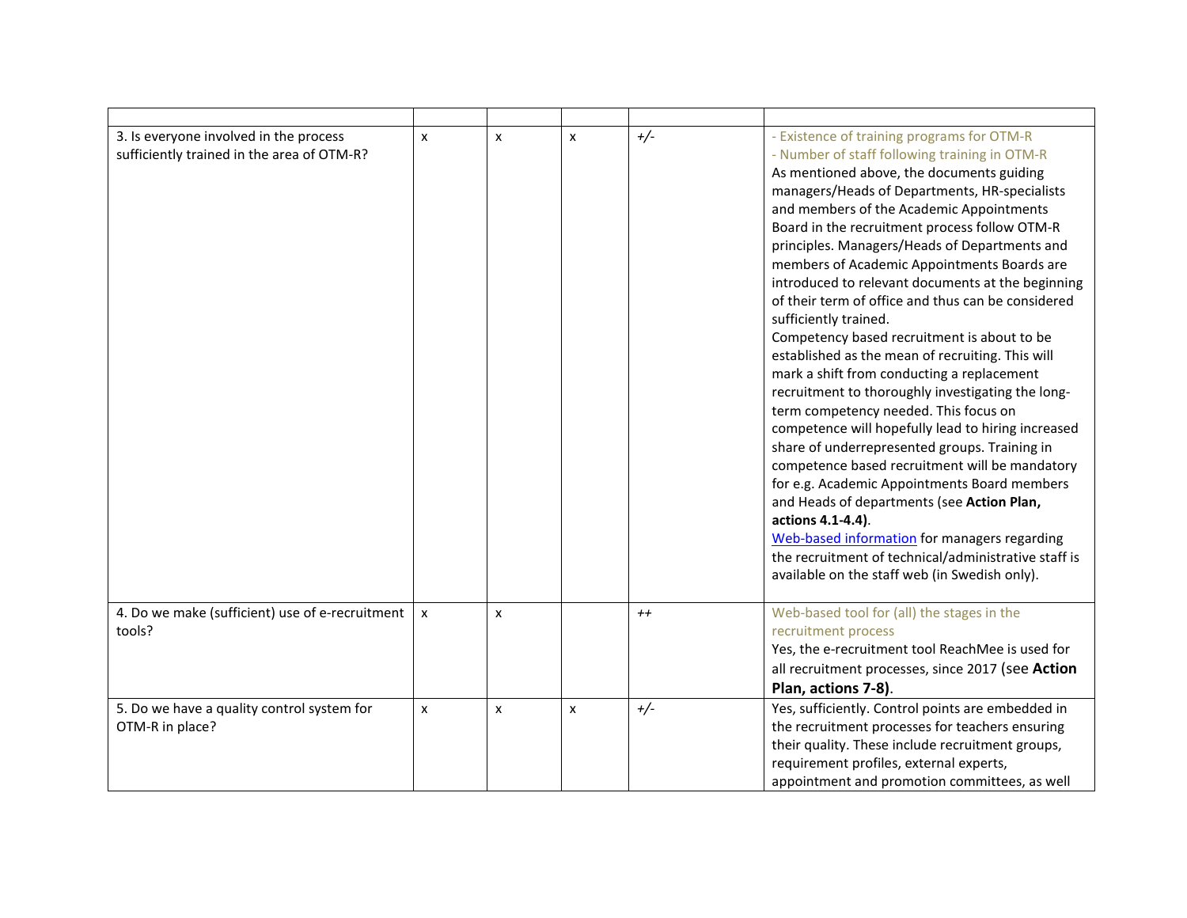| | | | | | |
|---|---|---|---|---|---|
| 3. Is everyone involved in the process sufficiently trained in the area of OTM-R? | x | x | x | +/- | - Existence of training programs for OTM-R<br>- Number of staff following training in OTM-R<br>As mentioned above, the documents guiding managers/Heads of Departments, HR-specialists and members of the Academic Appointments Board in the recruitment process follow OTM-R principles. Managers/Heads of Departments and members of Academic Appointments Boards are introduced to relevant documents at the beginning of their term of office and thus can be considered sufficiently trained.<br>Competency based recruitment is about to be established as the mean of recruiting. This will mark a shift from conducting a replacement recruitment to thoroughly investigating the long-term competency needed. This focus on competence will hopefully lead to hiring increased share of underrepresented groups. Training in competence based recruitment will be mandatory for e.g. Academic Appointments Board members and Heads of departments (see **Action Plan, actions 4.1-4.4)**.<br>Web-based information for managers regarding the recruitment of technical/administrative staff is available on the staff web (in Swedish only). |
| 4. Do we make (sufficient) use of e-recruitment tools? | x | x | | ++ | Web-based tool for (all) the stages in the recruitment process<br>Yes, the e-recruitment tool ReachMee is used for all recruitment processes, since 2017 (see **Action Plan, actions 7-8)**. |
| 5. Do we have a quality control system for OTM-R in place? | x | x | x | +/- | Yes, sufficiently. Control points are embedded in the recruitment processes for teachers ensuring their quality. These include recruitment groups, requirement profiles, external experts, appointment and promotion committees, as well |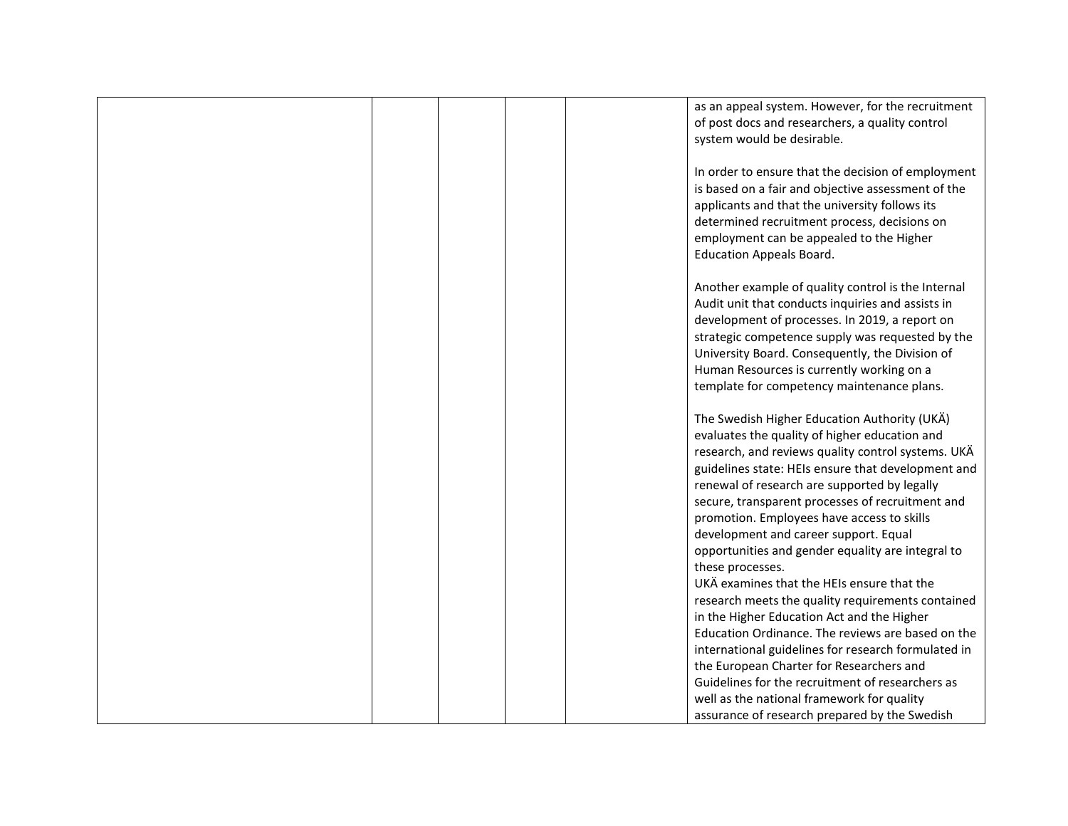| | | | | | |
|---|---|---|---|---|---|
| | | | | | as an appeal system. However, for the recruitment of post docs and researchers, a quality control system would be desirable.<br><br>In order to ensure that the decision of employment is based on a fair and objective assessment of the applicants and that the university follows its determined recruitment process, decisions on employment can be appealed to the Higher Education Appeals Board.<br><br>Another example of quality control is the Internal Audit unit that conducts inquiries and assists in development of processes. In 2019, a report on strategic competence supply was requested by the University Board. Consequently, the Division of Human Resources is currently working on a template for competency maintenance plans.<br><br>The Swedish Higher Education Authority (UKÄ) evaluates the quality of higher education and research, and reviews quality control systems. UKÄ guidelines state: HEIs ensure that development and renewal of research are supported by legally secure, transparent processes of recruitment and promotion. Employees have access to skills development and career support. Equal opportunities and gender equality are integral to these processes.<br>UKÄ examines that the HEIs ensure that the research meets the quality requirements contained in the Higher Education Act and the Higher Education Ordinance. The reviews are based on the international guidelines for research formulated in the European Charter for Researchers and Guidelines for the recruitment of researchers as well as the national framework for quality assurance of research prepared by the Swedish |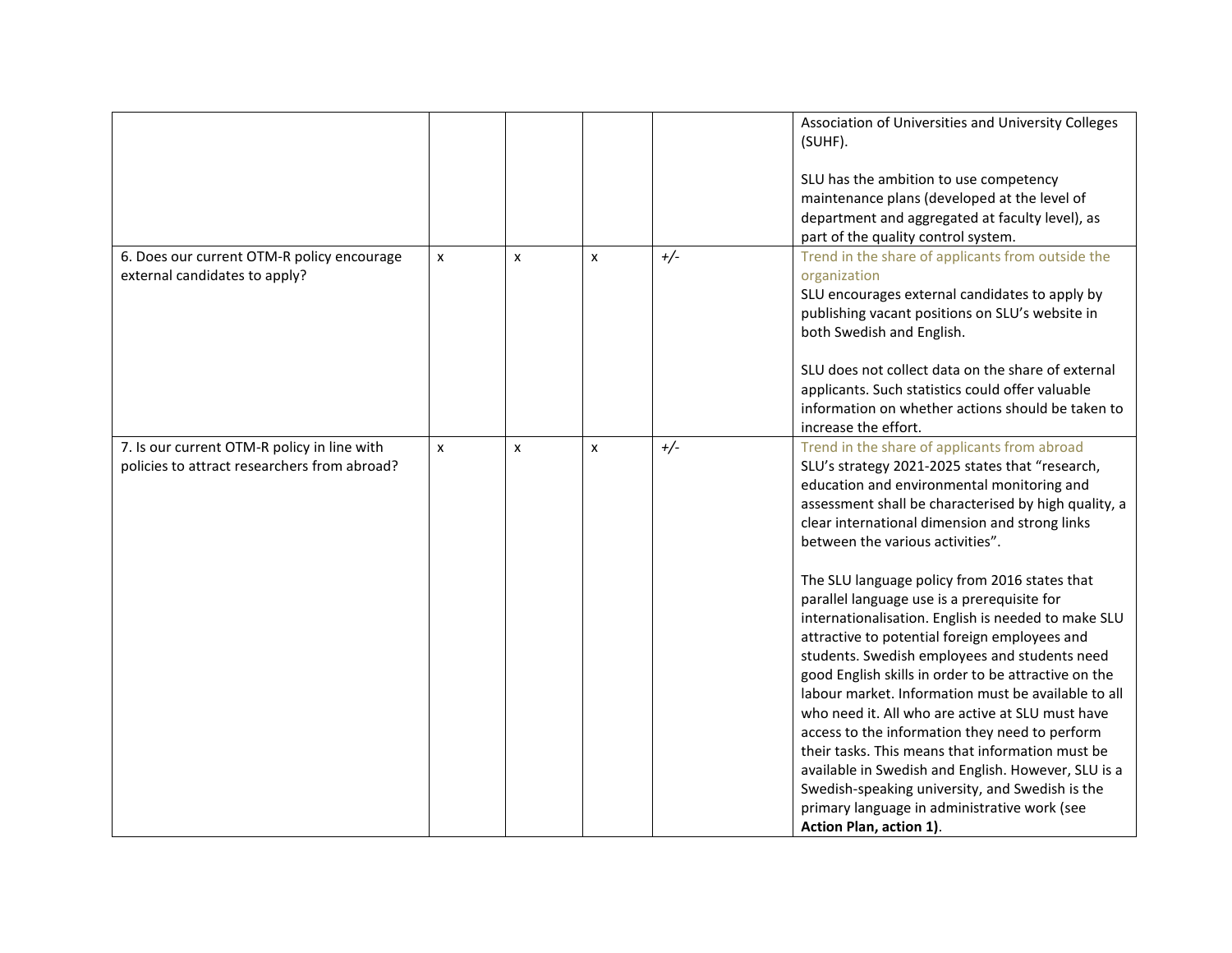| | | | | | |
|---|---|---|---|---|---|
| | | | | | Association of Universities and University Colleges (SUHF).<br><br>SLU has the ambition to use competency maintenance plans (developed at the level of department and aggregated at faculty level), as part of the quality control system. |
| 6. Does our current OTM-R policy encourage external candidates to apply? | x | x | x | +/- | Trend in the share of applicants from outside the organization<br>SLU encourages external candidates to apply by publishing vacant positions on SLU's website in both Swedish and English.<br><br>SLU does not collect data on the share of external applicants. Such statistics could offer valuable information on whether actions should be taken to increase the effort. |
| 7. Is our current OTM-R policy in line with policies to attract researchers from abroad? | x | x | x | +/- | Trend in the share of applicants from abroad<br>SLU's strategy 2021-2025 states that "research, education and environmental monitoring and assessment shall be characterised by high quality, a clear international dimension and strong links between the various activities".<br><br>The SLU language policy from 2016 states that parallel language use is a prerequisite for internationalisation. English is needed to make SLU attractive to potential foreign employees and students. Swedish employees and students need good English skills in order to be attractive on the labour market. Information must be available to all who need it. All who are active at SLU must have access to the information they need to perform their tasks. This means that information must be available in Swedish and English. However, SLU is a Swedish-speaking university, and Swedish is the primary language in administrative work (see **Action Plan, action 1)**. |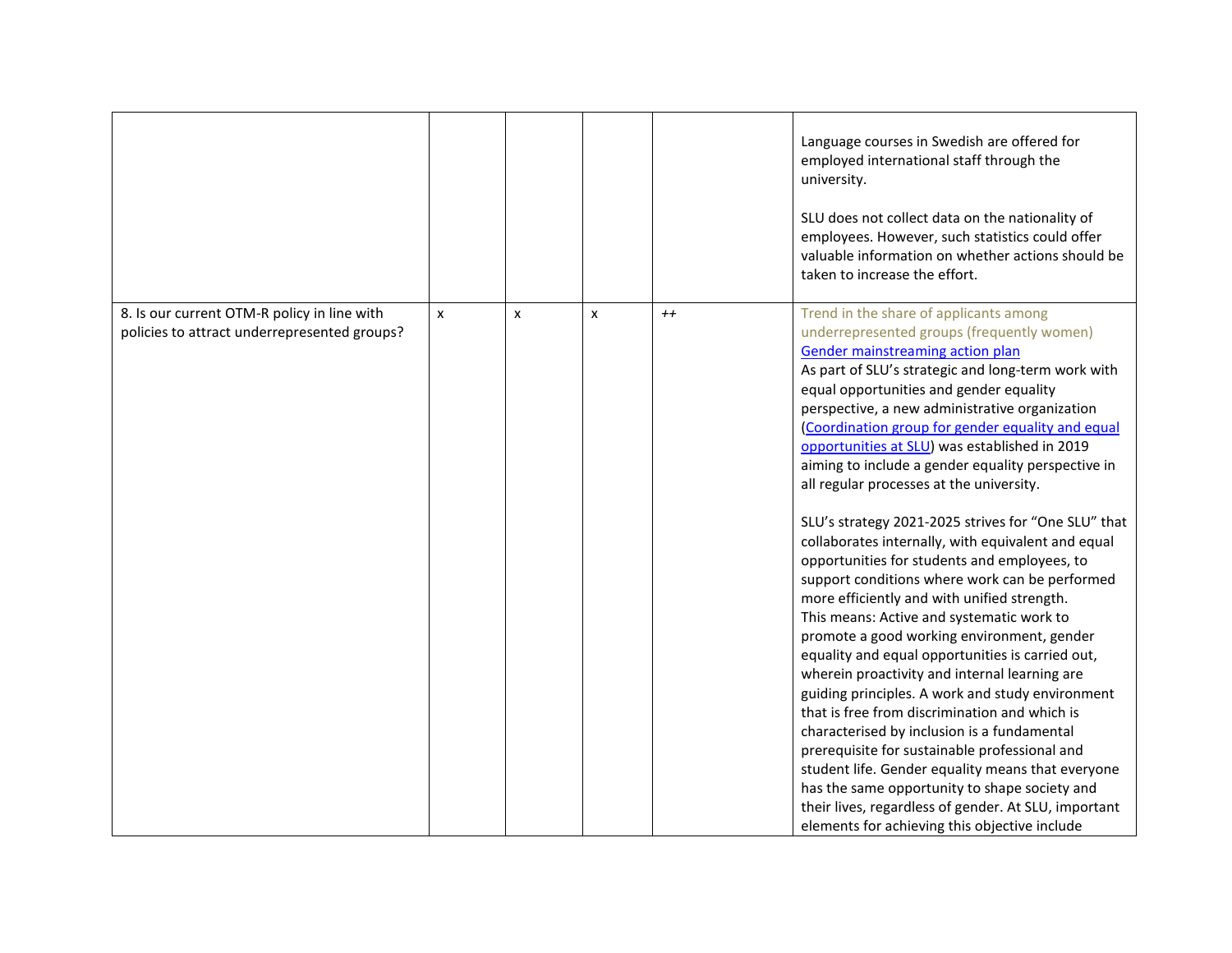| | | | | | |
|---|---|---|---|---|---|
| | | | | | Language courses in Swedish are offered for employed international staff through the university.<br><br>SLU does not collect data on the nationality of employees. However, such statistics could offer valuable information on whether actions should be taken to increase the effort. |
| 8. Is our current OTM-R policy in line with policies to attract underrepresented groups? | x | x | x | ++ | Trend in the share of applicants among underrepresented groups (frequently women)<br>Gender mainstreaming action plan<br>As part of SLU's strategic and long-term work with equal opportunities and gender equality perspective, a new administrative organization (Coordination group for gender equality and equal opportunities at SLU) was established in 2019 aiming to include a gender equality perspective in all regular processes at the university.<br><br>SLU's strategy 2021-2025 strives for "One SLU" that collaborates internally, with equivalent and equal opportunities for students and employees, to support conditions where work can be performed more efficiently and with unified strength.<br>This means: Active and systematic work to promote a good working environment, gender equality and equal opportunities is carried out, wherein proactivity and internal learning are guiding principles. A work and study environment that is free from discrimination and which is characterised by inclusion is a fundamental prerequisite for sustainable professional and student life. Gender equality means that everyone has the same opportunity to shape society and their lives, regardless of gender. At SLU, important elements for achieving this objective include |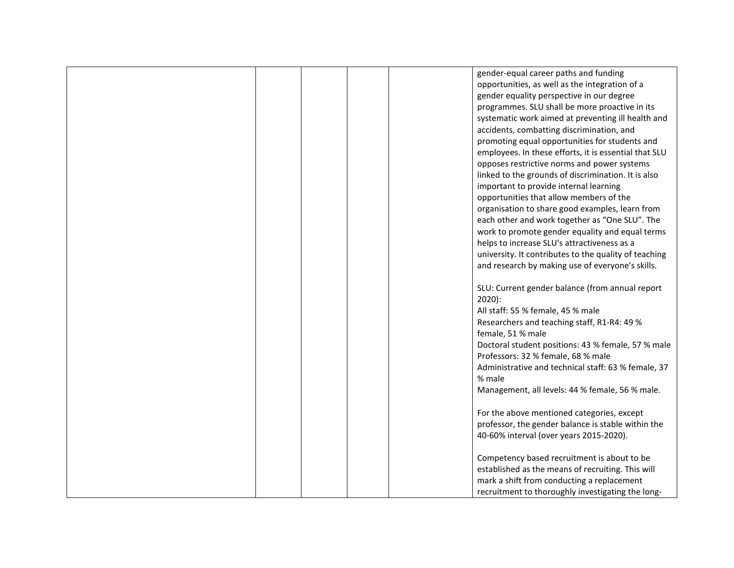| | | | | | |
|---|---|---|---|---|---|
| | | | | | gender-equal career paths and funding opportunities, as well as the integration of a gender equality perspective in our degree programmes. SLU shall be more proactive in its systematic work aimed at preventing ill health and accidents, combatting discrimination, and promoting equal opportunities for students and employees. In these efforts, it is essential that SLU opposes restrictive norms and power systems linked to the grounds of discrimination. It is also important to provide internal learning opportunities that allow members of the organisation to share good examples, learn from each other and work together as "One SLU". The work to promote gender equality and equal terms helps to increase SLU's attractiveness as a university. It contributes to the quality of teaching and research by making use of everyone's skills.<br><br>SLU: Current gender balance (from annual report 2020):<br>All staff: 55 % female, 45 % male<br>Researchers and teaching staff, R1-R4: 49 % female, 51 % male<br>Doctoral student positions: 43 % female, 57 % male<br>Professors: 32 % female, 68 % male<br>Administrative and technical staff: 63 % female, 37 % male<br>Management, all levels: 44 % female, 56 % male.<br><br>For the above mentioned categories, except professor, the gender balance is stable within the 40-60% interval (over years 2015-2020).<br><br>Competency based recruitment is about to be established as the means of recruiting. This will mark a shift from conducting a replacement recruitment to thoroughly investigating the long- |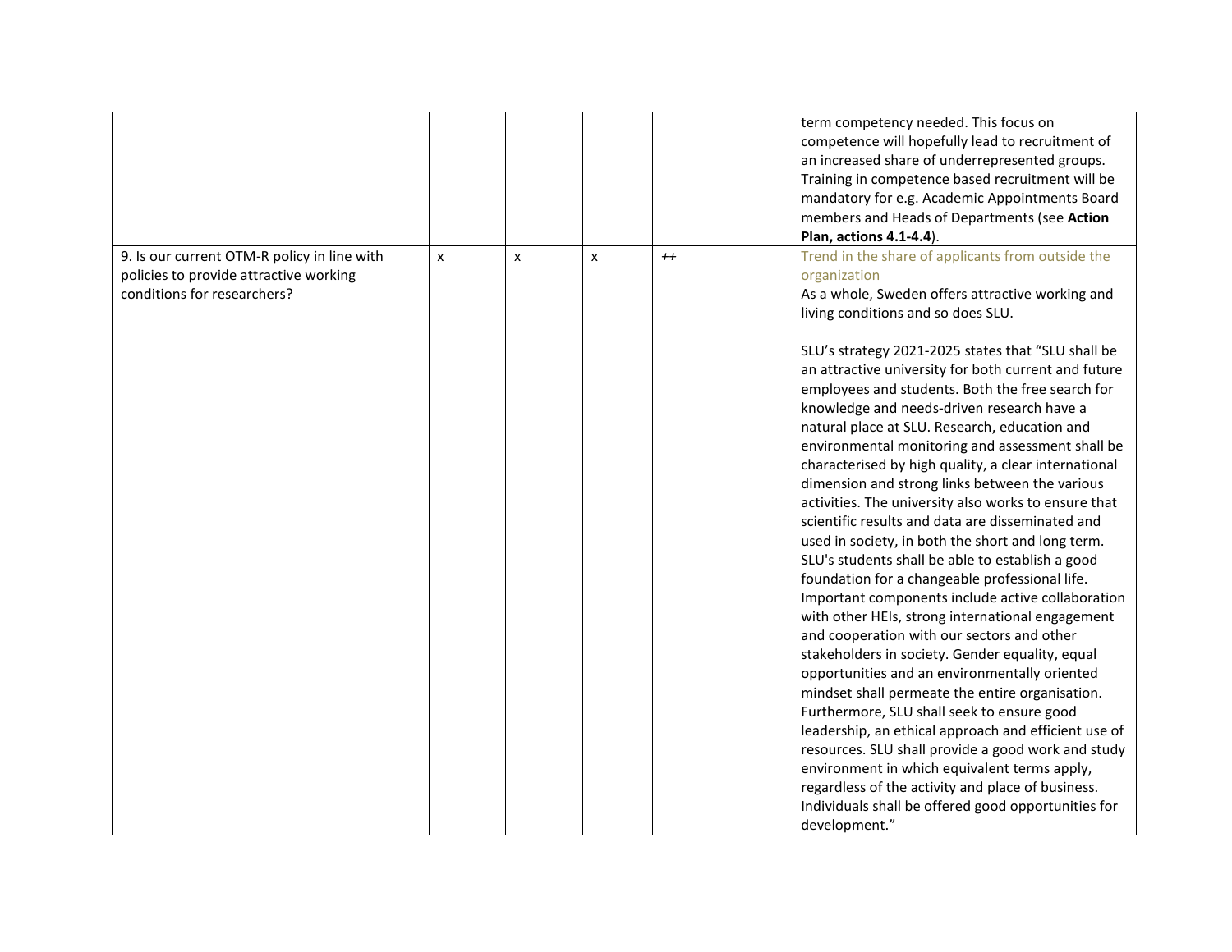|  |  |  |  |  |  |
|---|---|---|---|---|---|
|  |  |  |  |  | term competency needed. This focus on competence will hopefully lead to recruitment of an increased share of underrepresented groups. Training in competence based recruitment will be mandatory for e.g. Academic Appointments Board members and Heads of Departments (see **Action Plan, actions 4.1-4.4**). |
| 9. Is our current OTM-R policy in line with policies to provide attractive working conditions for researchers? | x | x | x | ++ | Trend in the share of applicants from outside the organization<br>As a whole, Sweden offers attractive working and living conditions and so does SLU.<br><br>SLU's strategy 2021-2025 states that "SLU shall be an attractive university for both current and future employees and students. Both the free search for knowledge and needs-driven research have a natural place at SLU. Research, education and environmental monitoring and assessment shall be characterised by high quality, a clear international dimension and strong links between the various activities. The university also works to ensure that scientific results and data are disseminated and used in society, in both the short and long term. SLU's students shall be able to establish a good foundation for a changeable professional life. Important components include active collaboration with other HEIs, strong international engagement and cooperation with our sectors and other stakeholders in society. Gender equality, equal opportunities and an environmentally oriented mindset shall permeate the entire organisation. Furthermore, SLU shall seek to ensure good leadership, an ethical approach and efficient use of resources. SLU shall provide a good work and study environment in which equivalent terms apply, regardless of the activity and place of business. Individuals shall be offered good opportunities for development." |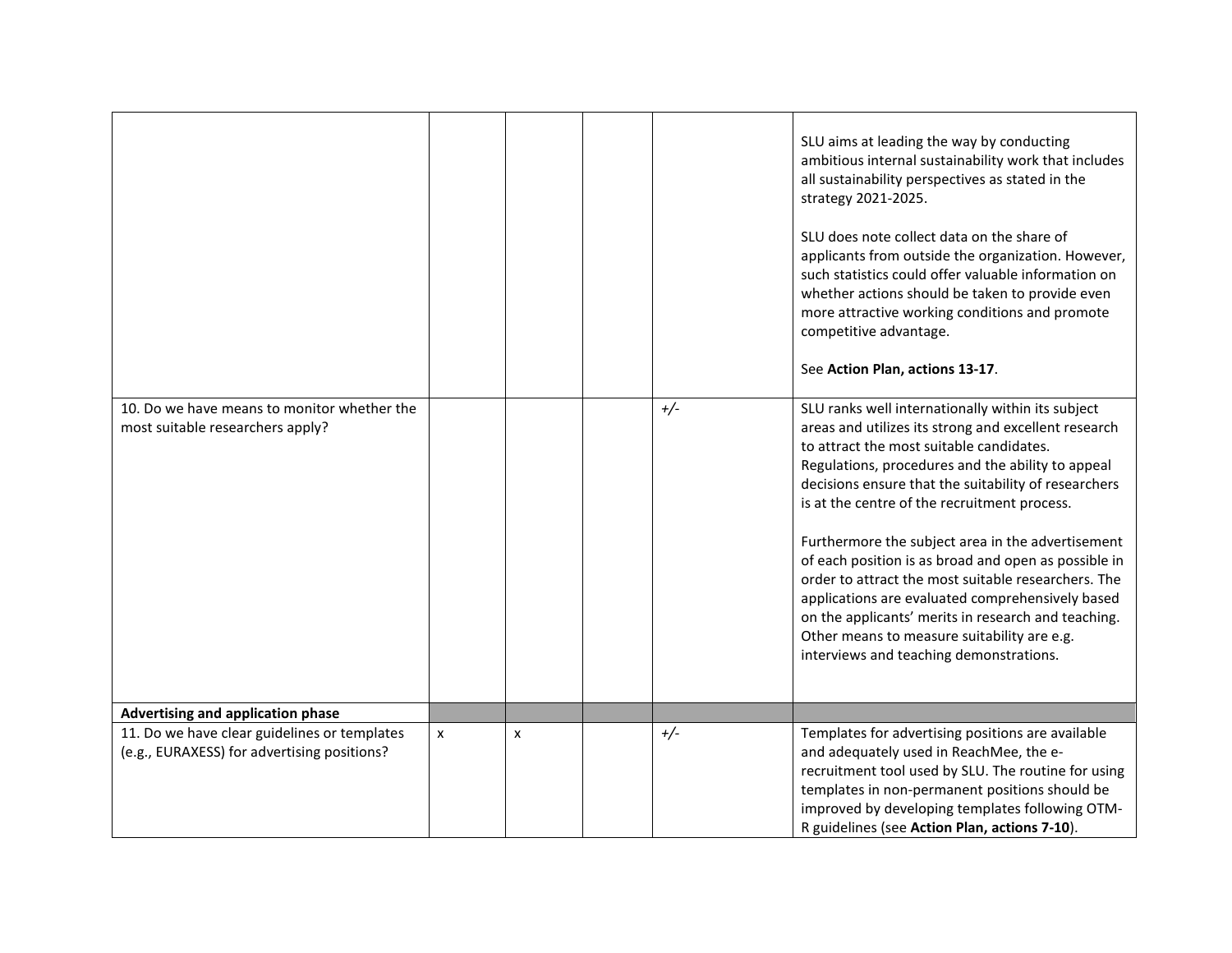| | | | | | |
|---|---|---|---|---|---|
| | | | | | SLU aims at leading the way by conducting ambitious internal sustainability work that includes all sustainability perspectives as stated in the strategy 2021-2025.<br><br>SLU does note collect data on the share of applicants from outside the organization. However, such statistics could offer valuable information on whether actions should be taken to provide even more attractive working conditions and promote competitive advantage.<br><br>See **Action Plan, actions 13-17**. |
| 10. Do we have means to monitor whether the most suitable researchers apply? | | | | +/- | SLU ranks well internationally within its subject areas and utilizes its strong and excellent research to attract the most suitable candidates. Regulations, procedures and the ability to appeal decisions ensure that the suitability of researchers is at the centre of the recruitment process.<br><br>Furthermore the subject area in the advertisement of each position is as broad and open as possible in order to attract the most suitable researchers. The applications are evaluated comprehensively based on the applicants' merits in research and teaching. Other means to measure suitability are e.g. interviews and teaching demonstrations. |
| **Advertising and application phase** | | | | | |
| 11. Do we have clear guidelines or templates (e.g., EURAXESS) for advertising positions? | x | x | | +/- | Templates for advertising positions are available and adequately used in ReachMee, the e-recruitment tool used by SLU. The routine for using templates in non-permanent positions should be improved by developing templates following OTM-R guidelines (see **Action Plan, actions 7-10**). |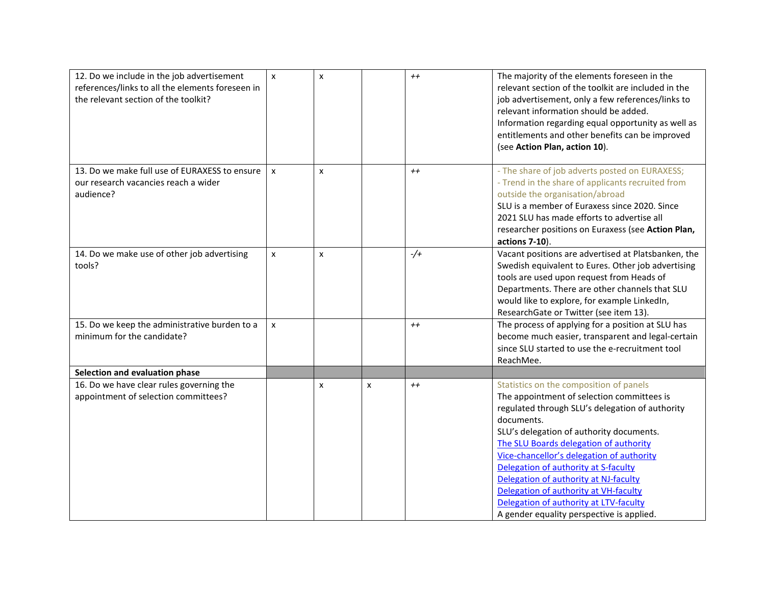| | | | | | |
|---|---|---|---|---|---|
| 12. Do we include in the job advertisement references/links to all the elements foreseen in the relevant section of the toolkit? | x | x | | ++ | The majority of the elements foreseen in the relevant section of the toolkit are included in the job advertisement, only a few references/links to relevant information should be added. Information regarding equal opportunity as well as entitlements and other benefits can be improved (see **Action Plan, action 10**). |
| 13. Do we make full use of EURAXESS to ensure our research vacancies reach a wider audience? | x | x | | ++ | - The share of job adverts posted on EURAXESS;<br>- Trend in the share of applicants recruited from outside the organisation/abroad<br>SLU is a member of Euraxess since 2020. Since 2021 SLU has made efforts to advertise all researcher positions on Euraxess (see **Action Plan, actions 7-10**). |
| 14. Do we make use of other job advertising tools? | x | x | | -/+ | Vacant positions are advertised at Platsbanken, the Swedish equivalent to Eures. Other job advertising tools are used upon request from Heads of Departments. There are other channels that SLU would like to explore, for example LinkedIn, ResearchGate or Twitter (see item 13). |
| 15. Do we keep the administrative burden to a minimum for the candidate? | x | | | ++ | The process of applying for a position at SLU has become much easier, transparent and legal-certain since SLU started to use the e-recruitment tool ReachMee. |
| **Selection and evaluation phase** | | | | | |
| 16. Do we have clear rules governing the appointment of selection committees? | | x | x | ++ | Statistics on the composition of panels<br>The appointment of selection committees is regulated through SLU's delegation of authority documents.<br>SLU's delegation of authority documents.<br>The SLU Boards delegation of authority<br>Vice-chancellor's delegation of authority<br>Delegation of authority at S-faculty<br>Delegation of authority at NJ-faculty<br>Delegation of authority at VH-faculty<br>Delegation of authority at LTV-faculty<br>A gender equality perspective is applied. |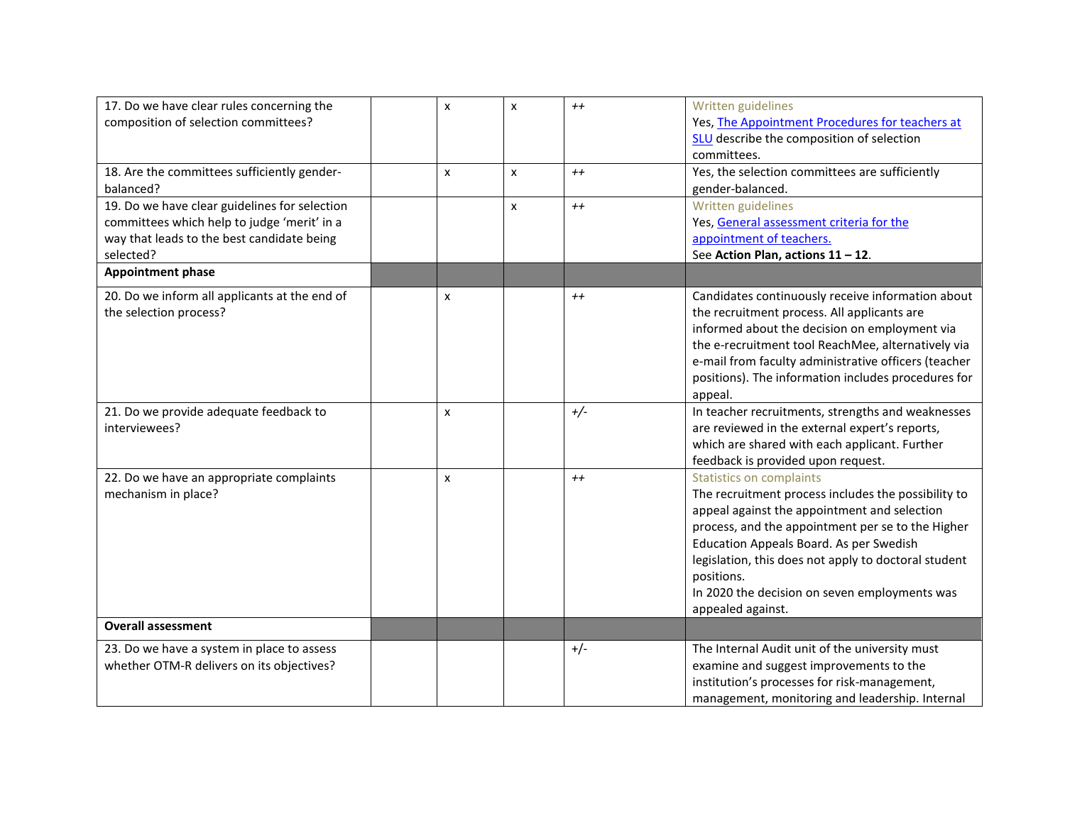| | | | | | |
|---|---|---|---|---|---|
| 17. Do we have clear rules concerning the composition of selection committees? | | x | x | ++ | Written guidelines<br>Yes, [The Appointment Procedures for teachers at SLU]() describe the composition of selection committees. |
| 18. Are the committees sufficiently gender-balanced? | | x | x | ++ | Yes, the selection committees are sufficiently gender-balanced. |
| 19. Do we have clear guidelines for selection committees which help to judge 'merit' in a way that leads to the best candidate being selected? | | | x | ++ | Written guidelines<br>Yes, [General assessment criteria for the appointment of teachers.]()<br>See **Action Plan, actions 11 – 12**. |
| **Appointment phase** | | | | | |
| 20. Do we inform all applicants at the end of the selection process? | | x | | ++ | Candidates continuously receive information about the recruitment process. All applicants are informed about the decision on employment via the e-recruitment tool ReachMee, alternatively via e-mail from faculty administrative officers (teacher positions). The information includes procedures for appeal. |
| 21. Do we provide adequate feedback to interviewees? | | x | | +/- | In teacher recruitments, strengths and weaknesses are reviewed in the external expert's reports, which are shared with each applicant. Further feedback is provided upon request. |
| 22. Do we have an appropriate complaints mechanism in place? | | x | | ++ | Statistics on complaints<br>The recruitment process includes the possibility to appeal against the appointment and selection process, and the appointment per se to the Higher Education Appeals Board. As per Swedish legislation, this does not apply to doctoral student positions.<br>In 2020 the decision on seven employments was appealed against. |
| **Overall assessment** | | | | | |
| 23. Do we have a system in place to assess whether OTM-R delivers on its objectives? | | | | +/- | The Internal Audit unit of the university must examine and suggest improvements to the institution's processes for risk-management, management, monitoring and leadership. Internal |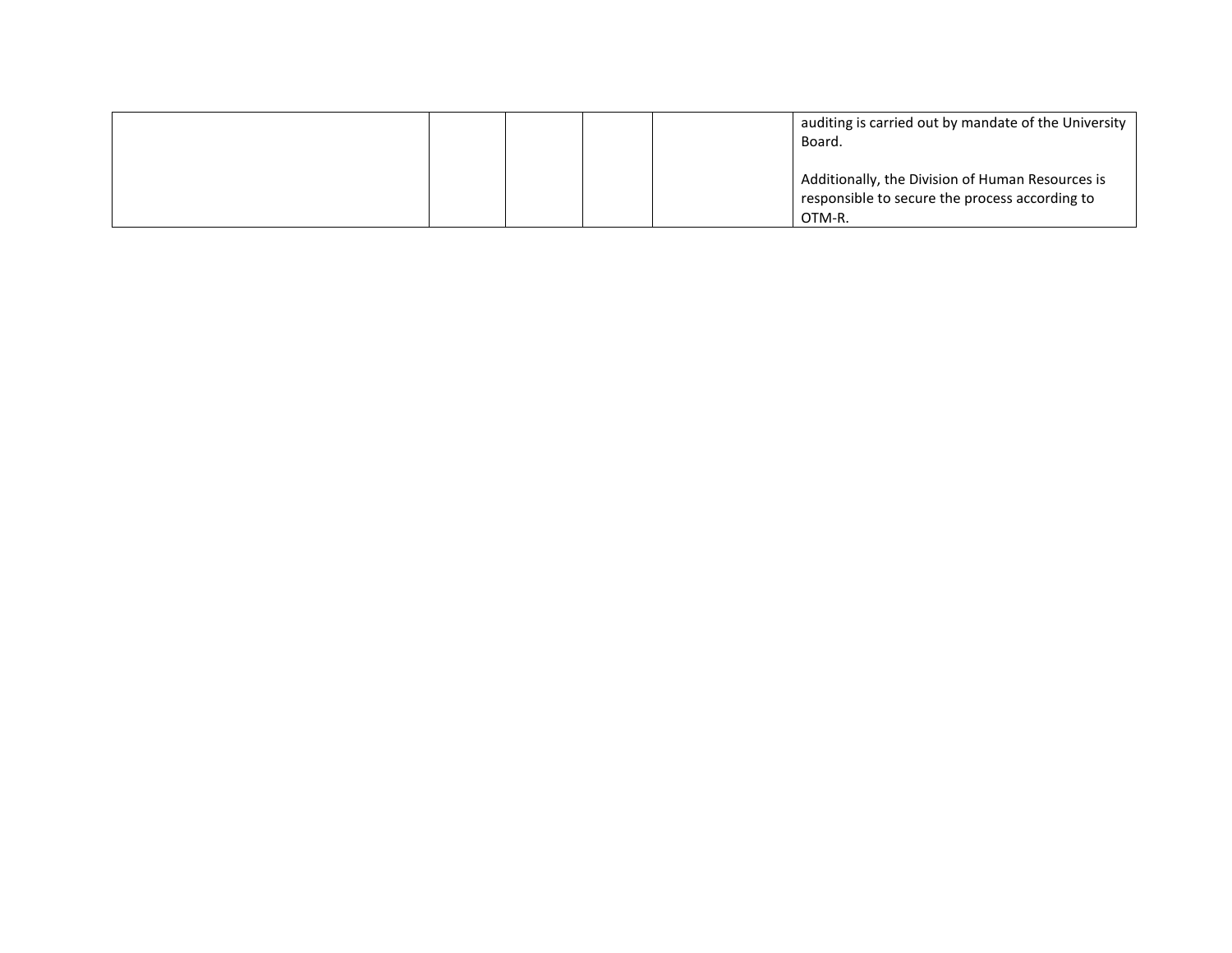| | | | | | |
|---|---|---|---|---|---|
| | | | | | auditing is carried out by mandate of the University Board.<br><br>Additionally, the Division of Human Resources is responsible to secure the process according to OTM-R. |